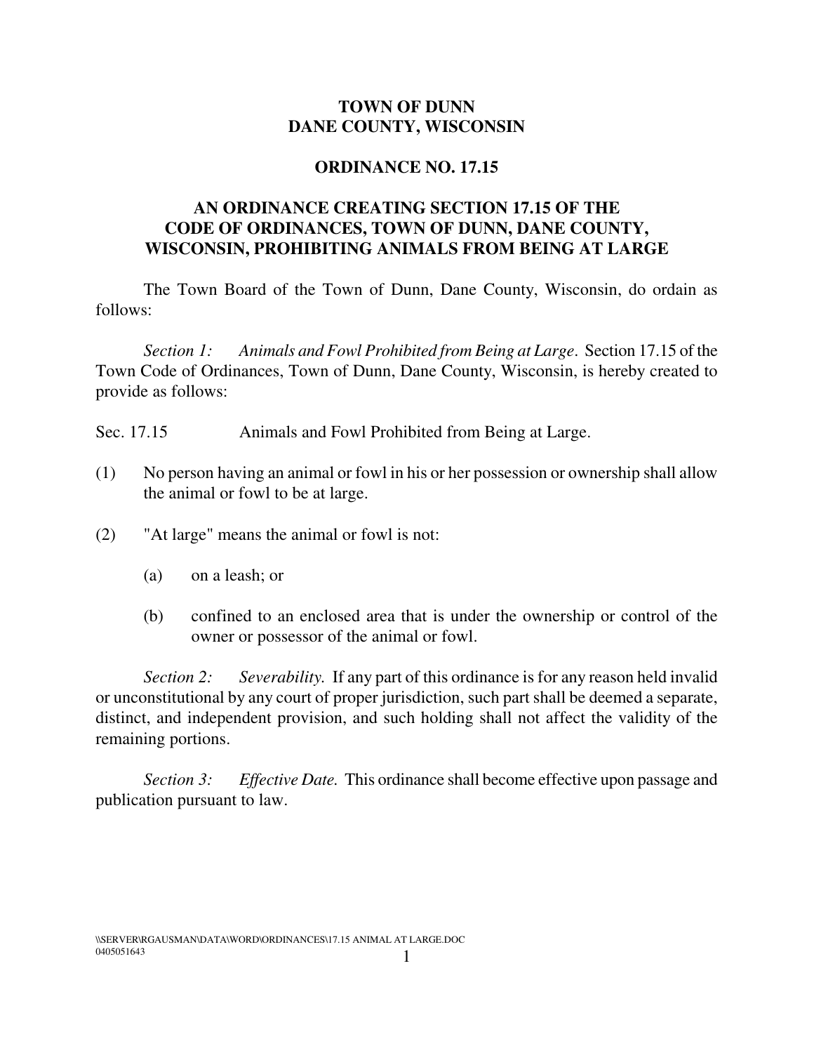# TOWN OF DUNN
# DANE COUNTY, WISCONSIN

## ORDINANCE NO. 17.15

## AN ORDINANCE CREATING SECTION 17.15 OF THE CODE OF ORDINANCES, TOWN OF DUNN, DANE COUNTY, WISCONSIN, PROHIBITING ANIMALS FROM BEING AT LARGE

The Town Board of the Town of Dunn, Dane County, Wisconsin, do ordain as follows:

*Section 1: Animals and Fowl Prohibited from Being at Large.* Section 17.15 of the Town Code of Ordinances, Town of Dunn, Dane County, Wisconsin, is hereby created to provide as follows:

Sec. 17.15 Animals and Fowl Prohibited from Being at Large.

(1) No person having an animal or fowl in his or her possession or ownership shall allow the animal or fowl to be at large.

(2) "At large" means the animal or fowl is not:

- (a) on a leash; or
- (b) confined to an enclosed area that is under the ownership or control of the owner or possessor of the animal or fowl.

*Section 2: Severability.* If any part of this ordinance is for any reason held invalid or unconstitutional by any court of proper jurisdiction, such part shall be deemed a separate, distinct, and independent provision, and such holding shall not affect the validity of the remaining portions.

*Section 3: Effective Date.* This ordinance shall become effective upon passage and publication pursuant to law.

\\SERVER\RGAUSMAN\DATA\WORD\ORDINANCES\17.15 ANIMAL AT LARGE.DOC
0405051643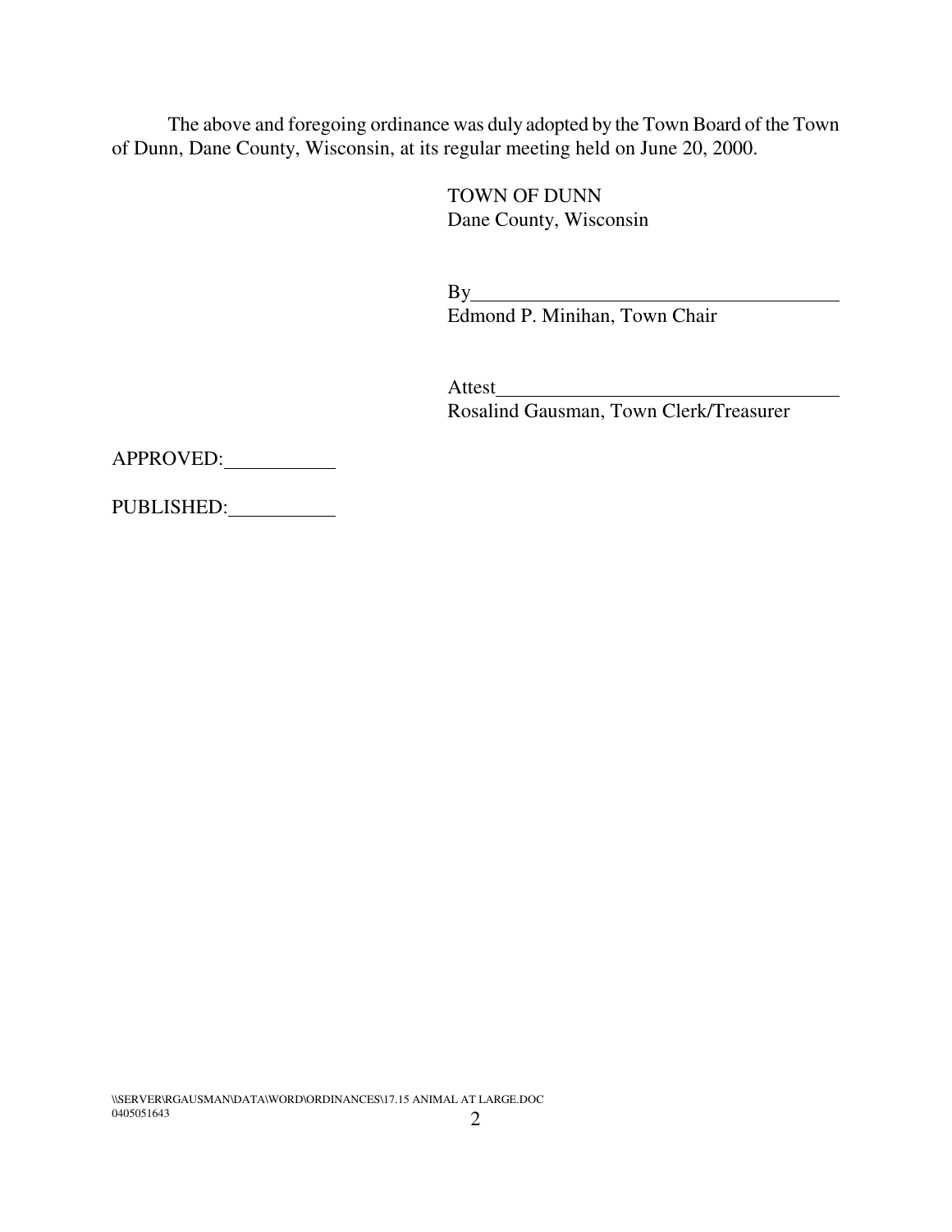The above and foregoing ordinance was duly adopted by the Town Board of the Town of Dunn, Dane County, Wisconsin, at its regular meeting held on June 20, 2000.

TOWN OF DUNN
Dane County, Wisconsin

By\_\_\_\_\_\_\_\_\_\_\_\_\_\_\_\_\_\_\_\_\_\_\_\_\_\_\_\_\_\_\_\_\_\_\_\_
Edmond P. Minihan, Town Chair

Attest\_\_\_\_\_\_\_\_\_\_\_\_\_\_\_\_\_\_\_\_\_\_\_\_\_\_\_\_\_\_\_\_\_\_
Rosalind Gausman, Town Clerk/Treasurer

APPROVED:\_\_\_\_\_\_\_\_\_\_

PUBLISHED:\_\_\_\_\_\_\_\_\_\_

\\SERVER\RGAUSMAN\DATA\WORD\ORDINANCES\17.15 ANIMAL AT LARGE.DOC
0405051643